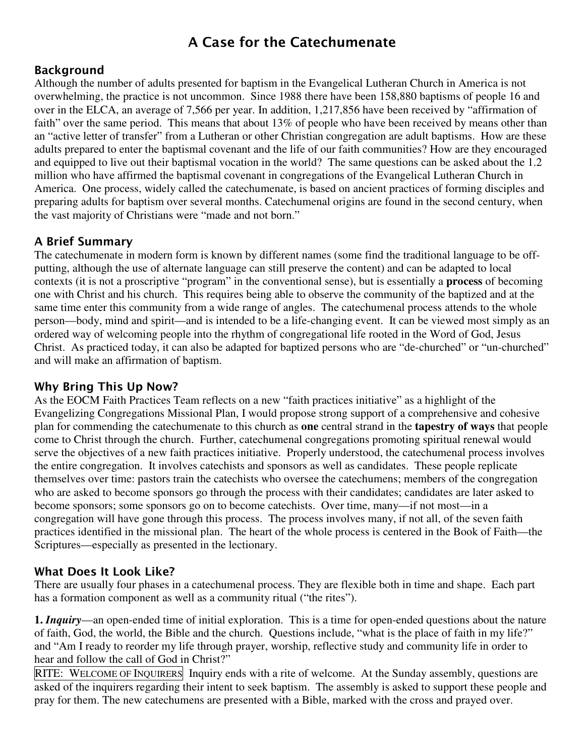# A Case for the Catechumenate

## Background

Although the number of adults presented for baptism in the Evangelical Lutheran Church in America is not overwhelming, the practice is not uncommon. Since 1988 there have been 158,880 baptisms of people 16 and over in the ELCA, an average of 7,566 per year. In addition, 1,217,856 have been received by "affirmation of faith" over the same period. This means that about 13% of people who have been received by means other than an "active letter of transfer" from a Lutheran or other Christian congregation are adult baptisms. How are these adults prepared to enter the baptismal covenant and the life of our faith communities? How are they encouraged and equipped to live out their baptismal vocation in the world? The same questions can be asked about the 1.2 million who have affirmed the baptismal covenant in congregations of the Evangelical Lutheran Church in America. One process, widely called the catechumenate, is based on ancient practices of forming disciples and preparing adults for baptism over several months. Catechumenal origins are found in the second century, when the vast majority of Christians were "made and not born."

## A Brief Summary

The catechumenate in modern form is known by different names (some find the traditional language to be off-putting, although the use of alternate language can still preserve the content) and can be adapted to local contexts (it is not a proscriptive "program" in the conventional sense), but is essentially a **process** of becoming one with Christ and his church. This requires being able to observe the community of the baptized and at the same time enter this community from a wide range of angles. The catechumenal process attends to the whole person—body, mind and spirit—and is intended to be a life-changing event. It can be viewed most simply as an ordered way of welcoming people into the rhythm of congregational life rooted in the Word of God, Jesus Christ. As practiced today, it can also be adapted for baptized persons who are "de-churched" or "un-churched" and will make an affirmation of baptism.

## Why Bring This Up Now?

As the EOCM Faith Practices Team reflects on a new "faith practices initiative" as a highlight of the Evangelizing Congregations Missional Plan, I would propose strong support of a comprehensive and cohesive plan for commending the catechumenate to this church as **one** central strand in the **tapestry of ways** that people come to Christ through the church. Further, catechumenal congregations promoting spiritual renewal would serve the objectives of a new faith practices initiative. Properly understood, the catechumenal process involves the entire congregation. It involves catechists and sponsors as well as candidates. These people replicate themselves over time: pastors train the catechists who oversee the catechumens; members of the congregation who are asked to become sponsors go through the process with their candidates; candidates are later asked to become sponsors; some sponsors go on to become catechists. Over time, many—if not most—in a congregation will have gone through this process. The process involves many, if not all, of the seven faith practices identified in the missional plan. The heart of the whole process is centered in the Book of Faith—the Scriptures—especially as presented in the lectionary.

## What Does It Look Like?

There are usually four phases in a catechumenal process. They are flexible both in time and shape. Each part has a formation component as well as a community ritual ("the rites").

**1.** ***Inquiry***—an open-ended time of initial exploration. This is a time for open-ended questions about the nature of faith, God, the world, the Bible and the church. Questions include, "what is the place of faith in my life?" and "Am I ready to reorder my life through prayer, worship, reflective study and community life in order to hear and follow the call of God in Christ?"

RITE: WELCOME OF INQUIRERS Inquiry ends with a rite of welcome. At the Sunday assembly, questions are asked of the inquirers regarding their intent to seek baptism. The assembly is asked to support these people and pray for them. The new catechumens are presented with a Bible, marked with the cross and prayed over.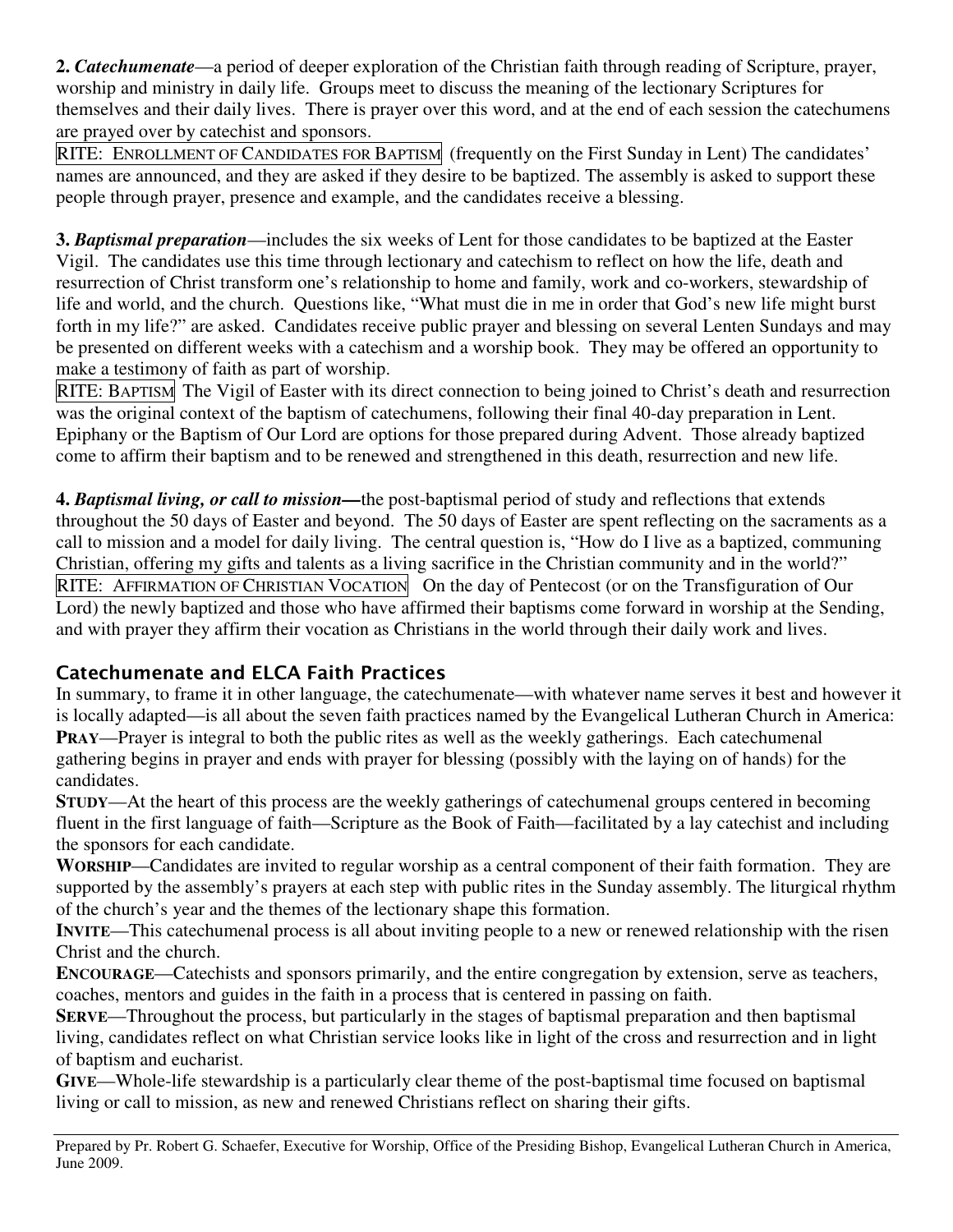**2.** ***Catechumenate***—a period of deeper exploration of the Christian faith through reading of Scripture, prayer, worship and ministry in daily life. Groups meet to discuss the meaning of the lectionary Scriptures for themselves and their daily lives. There is prayer over this word, and at the end of each session the catechumens are prayed over by catechist and sponsors.

RITE: ENROLLMENT OF CANDIDATES FOR BAPTISM (frequently on the First Sunday in Lent) The candidates' names are announced, and they are asked if they desire to be baptized. The assembly is asked to support these people through prayer, presence and example, and the candidates receive a blessing.

**3.** ***Baptismal preparation***—includes the six weeks of Lent for those candidates to be baptized at the Easter Vigil. The candidates use this time through lectionary and catechism to reflect on how the life, death and resurrection of Christ transform one's relationship to home and family, work and co-workers, stewardship of life and world, and the church. Questions like, "What must die in me in order that God's new life might burst forth in my life?" are asked. Candidates receive public prayer and blessing on several Lenten Sundays and may be presented on different weeks with a catechism and a worship book. They may be offered an opportunity to make a testimony of faith as part of worship.

RITE: BAPTISM The Vigil of Easter with its direct connection to being joined to Christ's death and resurrection was the original context of the baptism of catechumens, following their final 40-day preparation in Lent. Epiphany or the Baptism of Our Lord are options for those prepared during Advent. Those already baptized come to affirm their baptism and to be renewed and strengthened in this death, resurrection and new life.

**4.** ***Baptismal living, or call to mission***—the post-baptismal period of study and reflections that extends throughout the 50 days of Easter and beyond. The 50 days of Easter are spent reflecting on the sacraments as a call to mission and a model for daily living. The central question is, "How do I live as a baptized, communing Christian, offering my gifts and talents as a living sacrifice in the Christian community and in the world?"

RITE: AFFIRMATION OF CHRISTIAN VOCATION On the day of Pentecost (or on the Transfiguration of Our Lord) the newly baptized and those who have affirmed their baptisms come forward in worship at the Sending, and with prayer they affirm their vocation as Christians in the world through their daily work and lives.

## Catechumenate and ELCA Faith Practices

In summary, to frame it in other language, the catechumenate—with whatever name serves it best and however it is locally adapted—is all about the seven faith practices named by the Evangelical Lutheran Church in America:

**PRAY**—Prayer is integral to both the public rites as well as the weekly gatherings. Each catechumenal gathering begins in prayer and ends with prayer for blessing (possibly with the laying on of hands) for the candidates.

**STUDY**—At the heart of this process are the weekly gatherings of catechumenal groups centered in becoming fluent in the first language of faith—Scripture as the Book of Faith—facilitated by a lay catechist and including the sponsors for each candidate.

**WORSHIP**—Candidates are invited to regular worship as a central component of their faith formation. They are supported by the assembly's prayers at each step with public rites in the Sunday assembly. The liturgical rhythm of the church's year and the themes of the lectionary shape this formation.

**INVITE**—This catechumenal process is all about inviting people to a new or renewed relationship with the risen Christ and the church.

**ENCOURAGE**—Catechists and sponsors primarily, and the entire congregation by extension, serve as teachers, coaches, mentors and guides in the faith in a process that is centered in passing on faith.

**SERVE**—Throughout the process, but particularly in the stages of baptismal preparation and then baptismal living, candidates reflect on what Christian service looks like in light of the cross and resurrection and in light of baptism and eucharist.

**GIVE**—Whole-life stewardship is a particularly clear theme of the post-baptismal time focused on baptismal living or call to mission, as new and renewed Christians reflect on sharing their gifts.

Prepared by Pr. Robert G. Schaefer, Executive for Worship, Office of the Presiding Bishop, Evangelical Lutheran Church in America, June 2009.